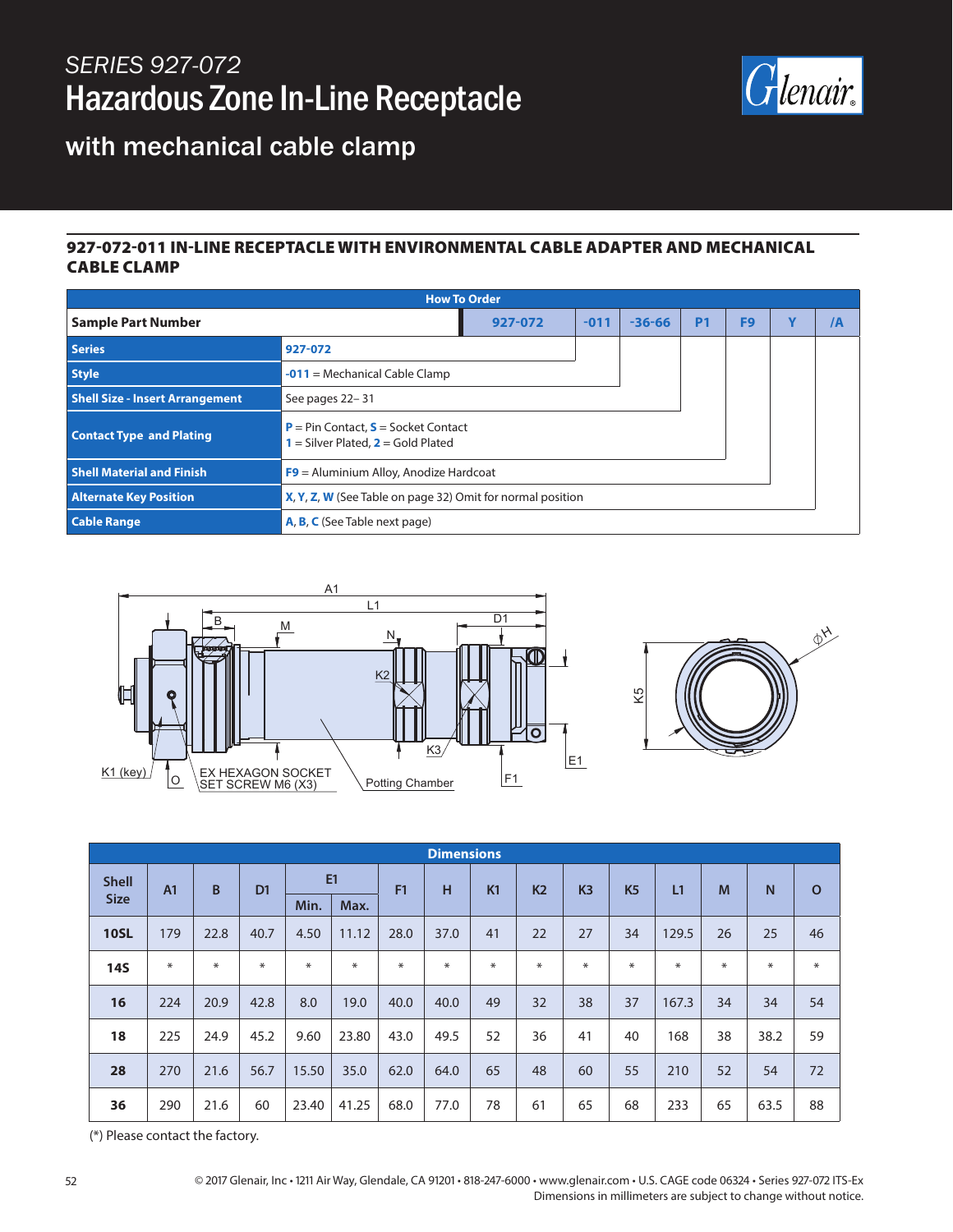# SERIES 927-072

# Hazardous Zone In-Line Receptacle

## with mechanical cable clamp

### 927-072-011 IN-LINE RECEPTACLE WITH ENVIRONMENTAL CABLE ADAPTER AND MECHANICAL CABLE CLAMP

| How To Order | | | | | | | |
|---|---|---|---|---|---|---|---|
| **Sample Part Number** | 927-072 | -011 | -36-66 | P1 | F9 | Y | /A |
| **Series** | 927-072 | | | | | | |
| **Style** | -011 = Mechanical Cable Clamp | | | | | | |
| **Shell Size - Insert Arrangement** | See pages 22– 31 | | | | | | |
| **Contact Type and Plating** | P = Pin Contact, S = Socket Contact<br>1 = Silver Plated, 2 = Gold Plated | | | | | | |
| **Shell Material and Finish** | F9 = Aluminium Alloy, Anodize Hardcoat | | | | | | |
| **Alternate Key Position** | X, Y, Z, W (See Table on page 32) Omit for normal position | | | | | | |
| **Cable Range** | A, B, C (See Table next page) | | | | | | |

A1, L1, B, M, N, D1, K2, K3, E1, F1, K1 (key), O, EX HEXAGON SOCKET SET SCREW M6 (X3), Potting Chamber, K5, ⌀H

| Dimensions | | | | | | | | | | | | | | | |
|---|---|---|---|---|---|---|---|---|---|---|---|---|---|---|---|
| Shell Size | A1 | B | D1 | E1 | | F1 | H | K1 | K2 | K3 | K5 | L1 | M | N | O |
| | | | | Min. | Max. | | | | | | | | | | |
| **10SL** | 179 | 22.8 | 40.7 | 4.50 | 11.12 | 28.0 | 37.0 | 41 | 22 | 27 | 34 | 129.5 | 26 | 25 | 46 |
| **14S** | * | * | * | * | * | * | * | * | * | * | * | * | * | * | * |
| **16** | 224 | 20.9 | 42.8 | 8.0 | 19.0 | 40.0 | 40.0 | 49 | 32 | 38 | 37 | 167.3 | 34 | 34 | 54 |
| **18** | 225 | 24.9 | 45.2 | 9.60 | 23.80 | 43.0 | 49.5 | 52 | 36 | 41 | 40 | 168 | 38 | 38.2 | 59 |
| **28** | 270 | 21.6 | 56.7 | 15.50 | 35.0 | 62.0 | 64.0 | 65 | 48 | 60 | 55 | 210 | 52 | 54 | 72 |
| **36** | 290 | 21.6 | 60 | 23.40 | 41.25 | 68.0 | 77.0 | 78 | 61 | 65 | 68 | 233 | 65 | 63.5 | 88 |

(*) Please contact the factory.

© 2017 Glenair, Inc • 1211 Air Way, Glendale, CA 91201 • 818-247-6000 • www.glenair.com • U.S. CAGE code 06324 • Series 927-072 ITS-Ex
Dimensions in millimeters are subject to change without notice.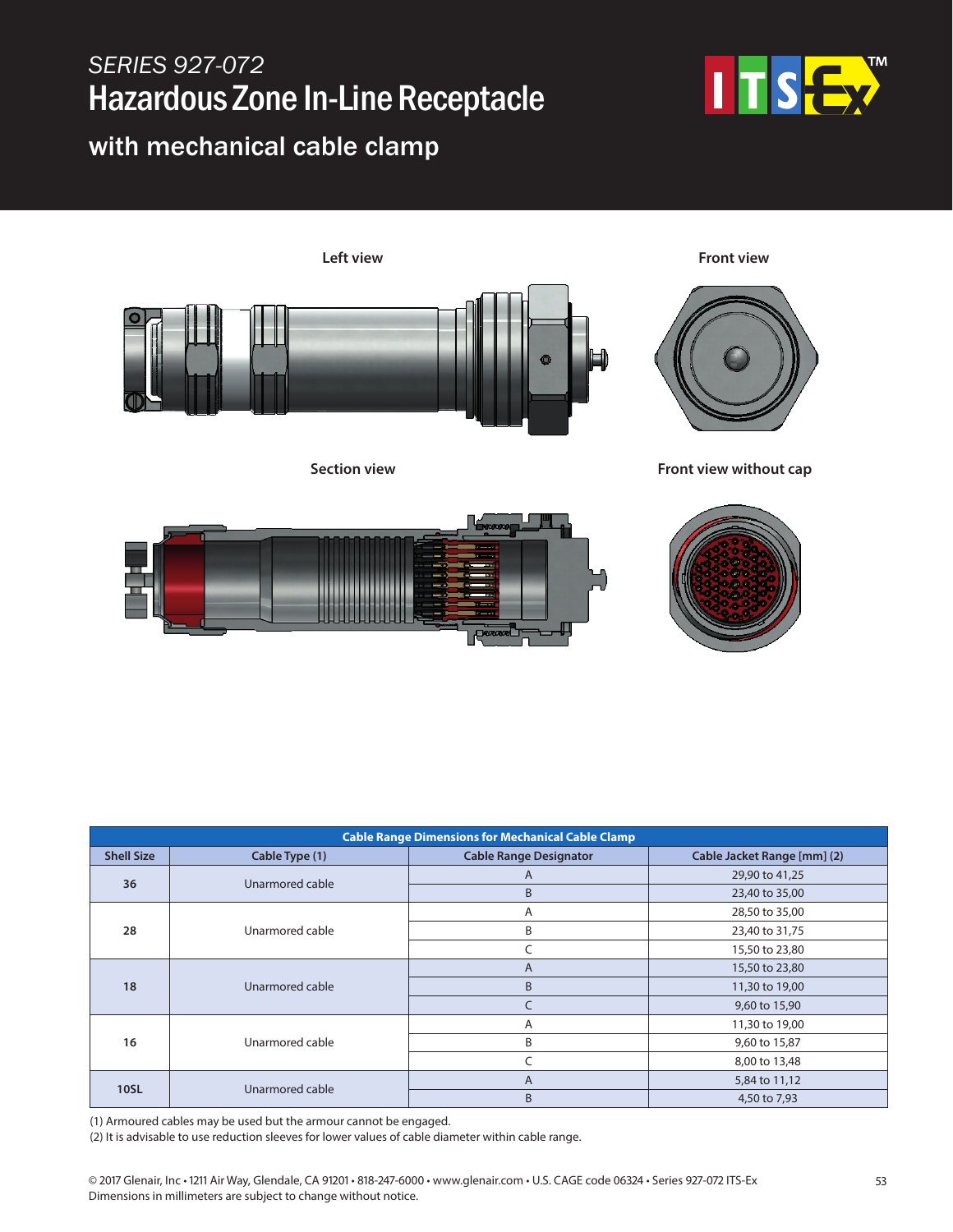*SERIES 927-072*

# Hazardous Zone In-Line Receptacle

## with mechanical cable clamp

Left view

Front view

Section view

Front view without cap

| Cable Range Dimensions for Mechanical Cable Clamp | | | |
|---|---|---|---|
| **Shell Size** | **Cable Type (1)** | **Cable Range Designator** | **Cable Jacket Range [mm] (2)** |
| **36** | Unarmored cable | A | 29,90 to 41,25 |
| | | B | 23,40 to 35,00 |
| **28** | Unarmored cable | A | 28,50 to 35,00 |
| | | B | 23,40 to 31,75 |
| | | C | 15,50 to 23,80 |
| **18** | Unarmored cable | A | 15,50 to 23,80 |
| | | B | 11,30 to 19,00 |
| | | C | 9,60 to 15,90 |
| **16** | Unarmored cable | A | 11,30 to 19,00 |
| | | B | 9,60 to 15,87 |
| | | C | 8,00 to 13,48 |
| **10SL** | Unarmored cable | A | 5,84 to 11,12 |
| | | B | 4,50 to 7,93 |

(1) Armoured cables may be used but the armour cannot be engaged.
(2) It is advisable to use reduction sleeves for lower values of cable diameter within cable range.

© 2017 Glenair, Inc • 1211 Air Way, Glendale, CA 91201 • 818-247-6000 • www.glenair.com • U.S. CAGE code 06324 • Series 927-072 ITS-Ex
Dimensions in millimeters are subject to change without notice.